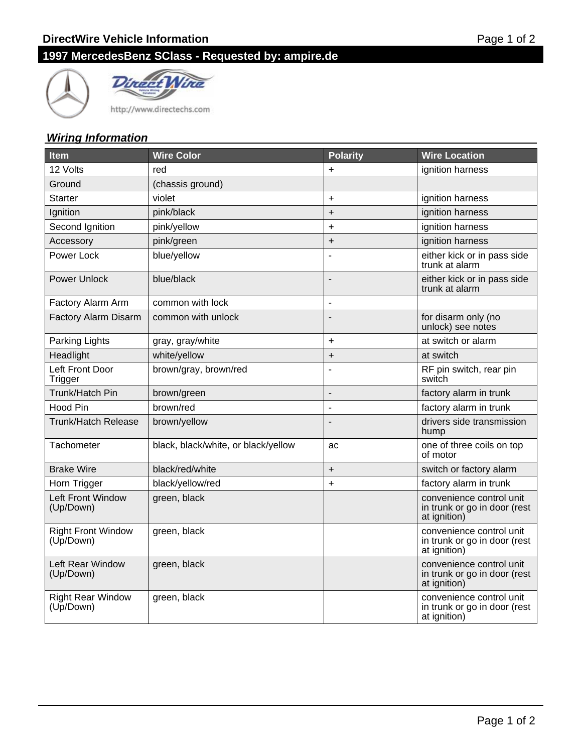# DirectWire Vehicle Information

## 1997 MercedesBenz SClass - Requested by: ampire.de

http://www.directechs.com

### *Wiring Information*

| Item | Wire Color | Polarity | Wire Location |
|---|---|---|---|
| 12 Volts | red | + | ignition harness |
| Ground | (chassis ground) | | |
| Starter | violet | + | ignition harness |
| Ignition | pink/black | + | ignition harness |
| Second Ignition | pink/yellow | + | ignition harness |
| Accessory | pink/green | + | ignition harness |
| Power Lock | blue/yellow | - | either kick or in pass side trunk at alarm |
| Power Unlock | blue/black | - | either kick or in pass side trunk at alarm |
| Factory Alarm Arm | common with lock | - | |
| Factory Alarm Disarm | common with unlock | - | for disarm only (no unlock) see notes |
| Parking Lights | gray, gray/white | + | at switch or alarm |
| Headlight | white/yellow | + | at switch |
| Left Front Door Trigger | brown/gray, brown/red | - | RF pin switch, rear pin switch |
| Trunk/Hatch Pin | brown/green | - | factory alarm in trunk |
| Hood Pin | brown/red | - | factory alarm in trunk |
| Trunk/Hatch Release | brown/yellow | - | drivers side transmission hump |
| Tachometer | black, black/white, or black/yellow | ac | one of three coils on top of motor |
| Brake Wire | black/red/white | + | switch or factory alarm |
| Horn Trigger | black/yellow/red | + | factory alarm in trunk |
| Left Front Window (Up/Down) | green, black | | convenience control unit in trunk or go in door (rest at ignition) |
| Right Front Window (Up/Down) | green, black | | convenience control unit in trunk or go in door (rest at ignition) |
| Left Rear Window (Up/Down) | green, black | | convenience control unit in trunk or go in door (rest at ignition) |
| Right Rear Window (Up/Down) | green, black | | convenience control unit in trunk or go in door (rest at ignition) |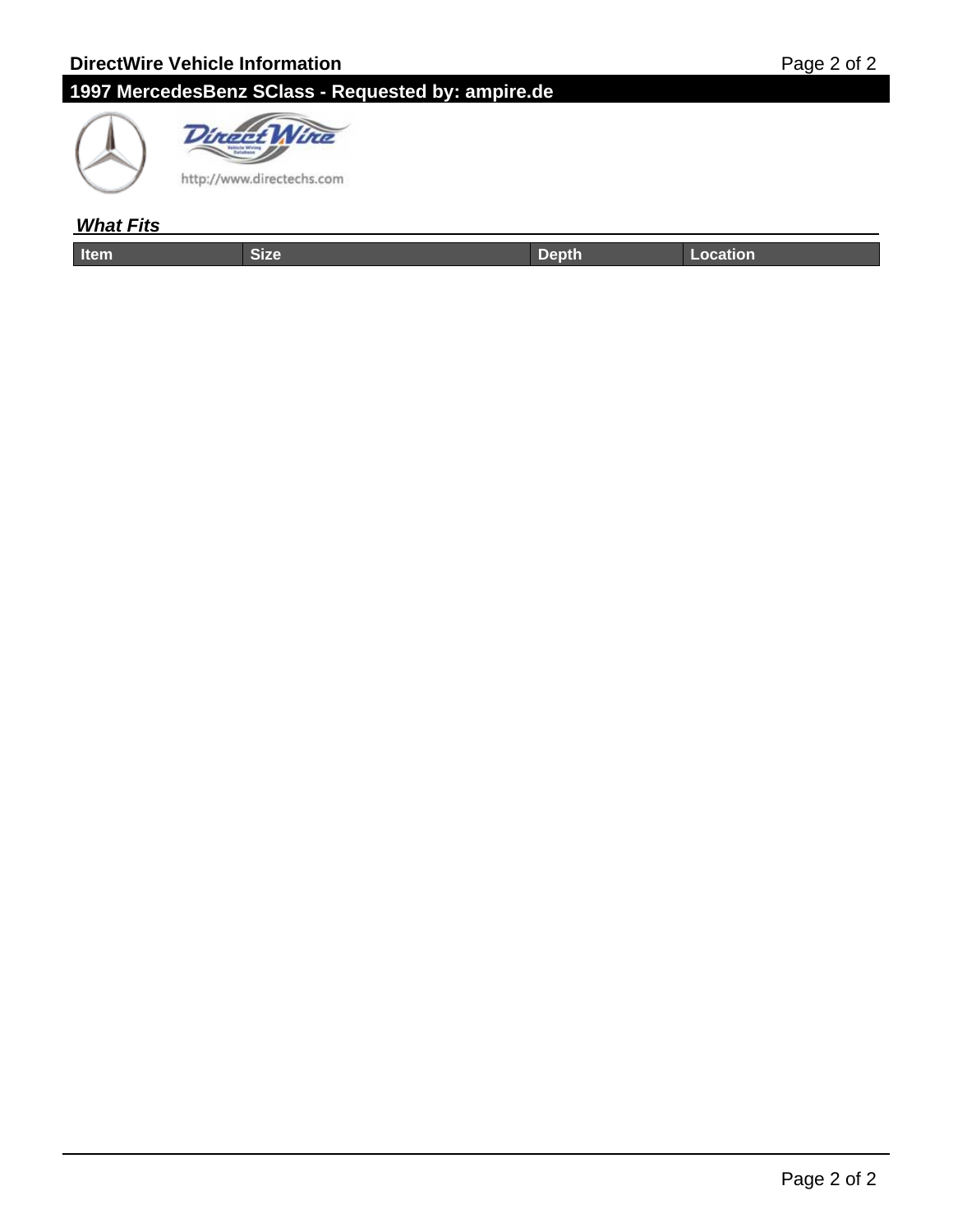## DirectWire Vehicle Information

## 1997 MercedesBenz SClass - Requested by: ampire.de

http://www.directechs.com

### *What Fits*

| Item | Size | Depth | Location |
|---|---|---|---|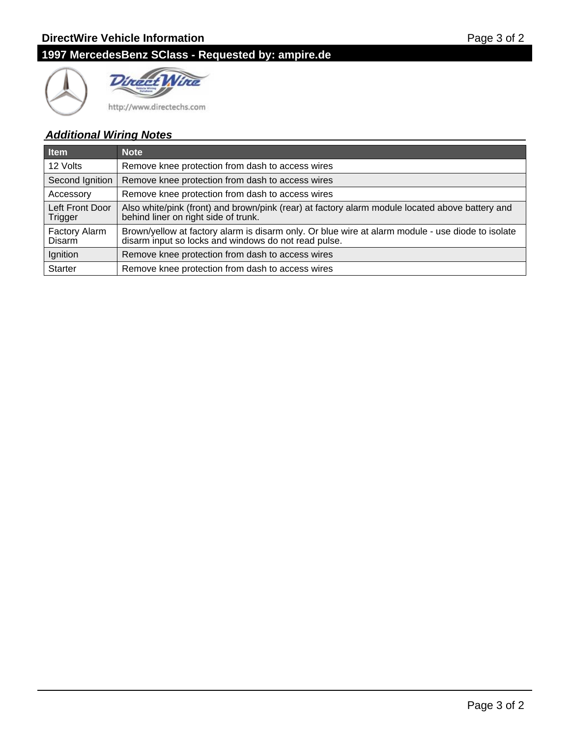## 1997 MercedesBenz SClass - Requested by: ampire.de

http://www.directechs.com

### *Additional Wiring Notes*

| Item | Note |
|---|---|
| 12 Volts | Remove knee protection from dash to access wires |
| Second Ignition | Remove knee protection from dash to access wires |
| Accessory | Remove knee protection from dash to access wires |
| Left Front Door Trigger | Also white/pink (front) and brown/pink (rear) at factory alarm module located above battery and behind liner on right side of trunk. |
| Factory Alarm Disarm | Brown/yellow at factory alarm is disarm only. Or blue wire at alarm module - use diode to isolate disarm input so locks and windows do not read pulse. |
| Ignition | Remove knee protection from dash to access wires |
| Starter | Remove knee protection from dash to access wires |